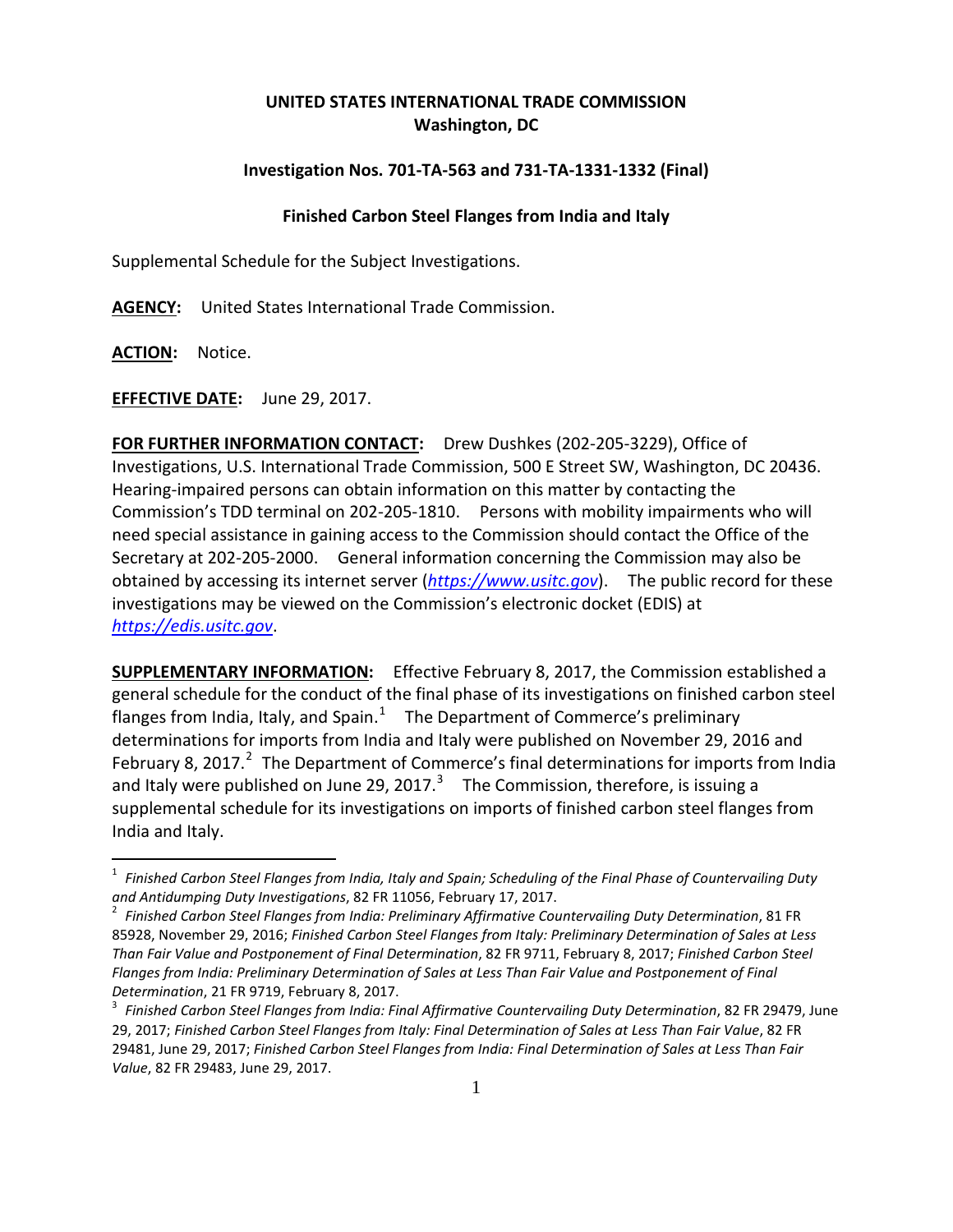**UNITED STATES INTERNATIONAL TRADE COMMISSION**
**Washington, DC**

**Investigation Nos. 701-TA-563 and 731-TA-1331-1332 (Final)**

**Finished Carbon Steel Flanges from India and Italy**

Supplemental Schedule for the Subject Investigations.

**AGENCY:** United States International Trade Commission.

**ACTION:** Notice.

**EFFECTIVE DATE:** June 29, 2017.

**FOR FURTHER INFORMATION CONTACT:** Drew Dushkes (202-205-3229), Office of Investigations, U.S. International Trade Commission, 500 E Street SW, Washington, DC 20436. Hearing-impaired persons can obtain information on this matter by contacting the Commission's TDD terminal on 202-205-1810. Persons with mobility impairments who will need special assistance in gaining access to the Commission should contact the Office of the Secretary at 202-205-2000. General information concerning the Commission may also be obtained by accessing its internet server (*https://www.usitc.gov*). The public record for these investigations may be viewed on the Commission's electronic docket (EDIS) at *https://edis.usitc.gov*.

**SUPPLEMENTARY INFORMATION:** Effective February 8, 2017, the Commission established a general schedule for the conduct of the final phase of its investigations on finished carbon steel flanges from India, Italy, and Spain.[1] The Department of Commerce's preliminary determinations for imports from India and Italy were published on November 29, 2016 and February 8, 2017.[2] The Department of Commerce's final determinations for imports from India and Italy were published on June 29, 2017.[3] The Commission, therefore, is issuing a supplemental schedule for its investigations on imports of finished carbon steel flanges from India and Italy.

---

[1] *Finished Carbon Steel Flanges from India, Italy and Spain; Scheduling of the Final Phase of Countervailing Duty and Antidumping Duty Investigations*, 82 FR 11056, February 17, 2017.

[2] *Finished Carbon Steel Flanges from India: Preliminary Affirmative Countervailing Duty Determination*, 81 FR 85928, November 29, 2016; *Finished Carbon Steel Flanges from Italy: Preliminary Determination of Sales at Less Than Fair Value and Postponement of Final Determination*, 82 FR 9711, February 8, 2017; *Finished Carbon Steel Flanges from India: Preliminary Determination of Sales at Less Than Fair Value and Postponement of Final Determination*, 21 FR 9719, February 8, 2017.

[3] *Finished Carbon Steel Flanges from India: Final Affirmative Countervailing Duty Determination*, 82 FR 29479, June 29, 2017; *Finished Carbon Steel Flanges from Italy: Final Determination of Sales at Less Than Fair Value*, 82 FR 29481, June 29, 2017; *Finished Carbon Steel Flanges from India: Final Determination of Sales at Less Than Fair Value*, 82 FR 29483, June 29, 2017.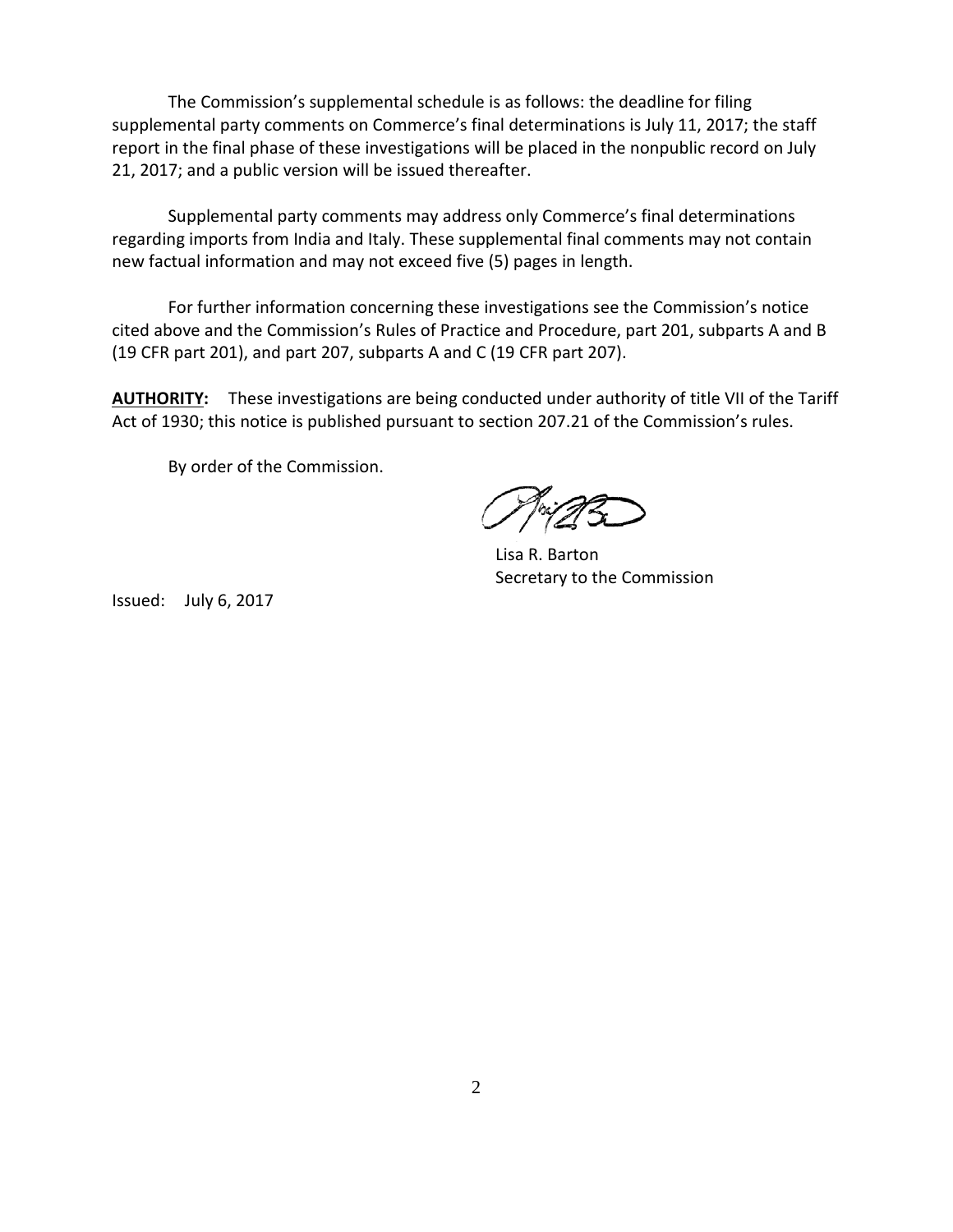The Commission's supplemental schedule is as follows: the deadline for filing supplemental party comments on Commerce's final determinations is July 11, 2017; the staff report in the final phase of these investigations will be placed in the nonpublic record on July 21, 2017; and a public version will be issued thereafter.

Supplemental party comments may address only Commerce's final determinations regarding imports from India and Italy. These supplemental final comments may not contain new factual information and may not exceed five (5) pages in length.

For further information concerning these investigations see the Commission's notice cited above and the Commission's Rules of Practice and Procedure, part 201, subparts A and B (19 CFR part 201), and part 207, subparts A and C (19 CFR part 207).

**AUTHORITY:** These investigations are being conducted under authority of title VII of the Tariff Act of 1930; this notice is published pursuant to section 207.21 of the Commission's rules.

By order of the Commission.

Lisa R. Barton
Secretary to the Commission

Issued: July 6, 2017